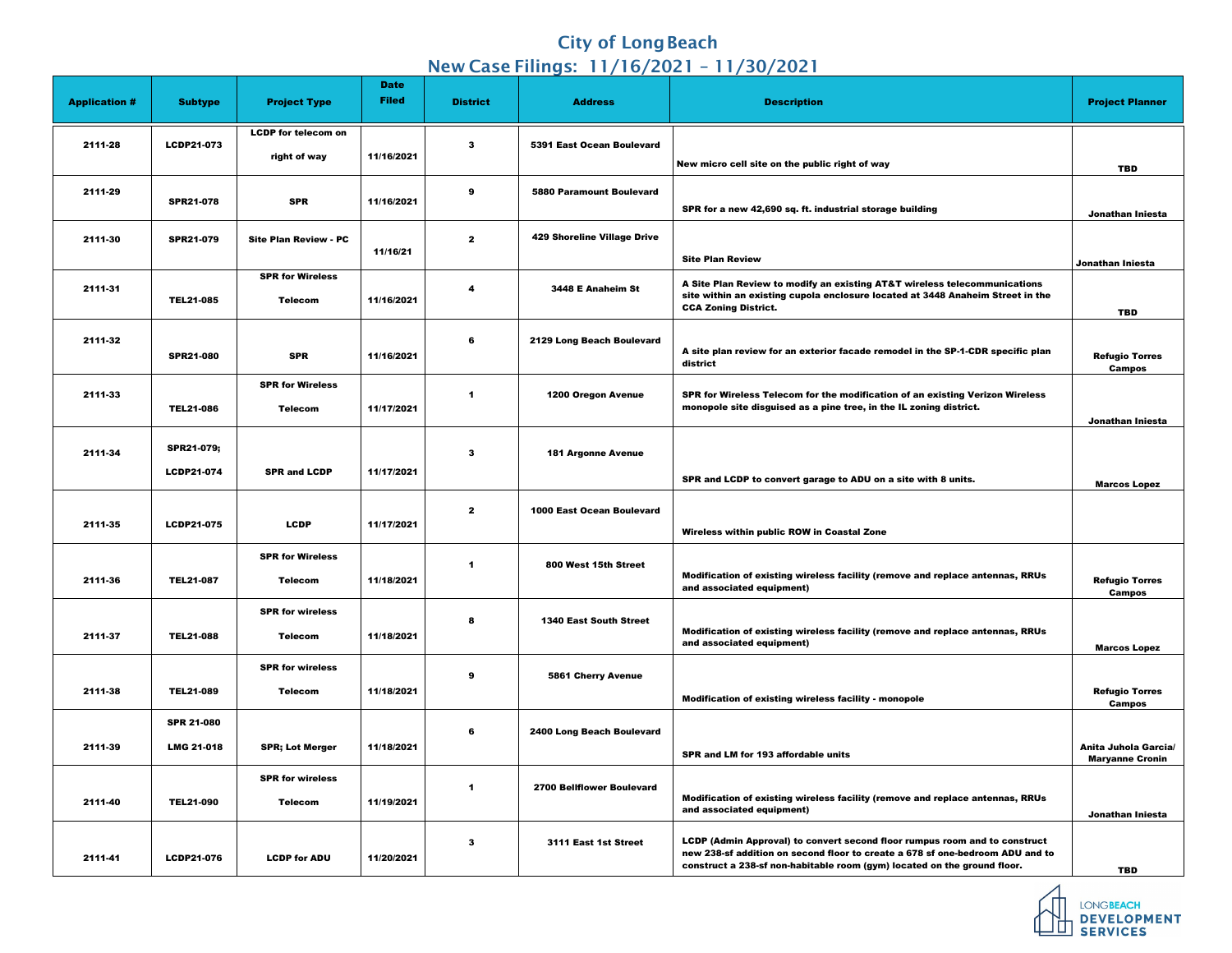# City of Long Beach

## New Case Filings: 11/16/2021 – 11/30/2021

| Application # | Subtype | Project Type | Date Filed | District | Address | Description | Project Planner |
|---|---|---|---|---|---|---|---|
| 2111-28 | LCDP21-073 | LCDP for telecom on right of way | 11/16/2021 | 3 | 5391 East Ocean Boulevard | New micro cell site on the public right of way | TBD |
| 2111-29 | SPR21-078 | SPR | 11/16/2021 | 9 | 5880 Paramount Boulevard | SPR for a new 42,690 sq. ft. industrial storage building | Jonathan Iniesta |
| 2111-30 | SPR21-079 | Site Plan Review - PC | 11/16/21 | 2 | 429 Shoreline Village Drive | Site Plan Review | Jonathan Iniesta |
| 2111-31 | TEL21-085 | SPR for Wireless Telecom | 11/16/2021 | 4 | 3448 E Anaheim St | A Site Plan Review to modify an existing AT&T wireless telecommunications site within an existing cupola enclosure located at 3448 Anaheim Street in the CCA Zoning District. | TBD |
| 2111-32 | SPR21-080 | SPR | 11/16/2021 | 6 | 2129 Long Beach Boulevard | A site plan review for an exterior facade remodel in the SP-1-CDR specific plan district | Refugio Torres Campos |
| 2111-33 | TEL21-086 | SPR for Wireless Telecom | 11/17/2021 | 1 | 1200 Oregon Avenue | SPR for Wireless Telecom for the modification of an existing Verizon Wireless monopole site disguised as a pine tree, in the IL zoning district. | Jonathan Iniesta |
| 2111-34 | SPR21-079; LCDP21-074 | SPR and LCDP | 11/17/2021 | 3 | 181 Argonne Avenue | SPR and LCDP to convert garage to ADU on a site with 8 units. | Marcos Lopez |
| 2111-35 | LCDP21-075 | LCDP | 11/17/2021 | 2 | 1000 East Ocean Boulevard | Wireless within public ROW in Coastal Zone | |
| 2111-36 | TEL21-087 | SPR for Wireless Telecom | 11/18/2021 | 1 | 800 West 15th Street | Modification of existing wireless facility (remove and replace antennas, RRUs and associated equipment) | Refugio Torres Campos |
| 2111-37 | TEL21-088 | SPR for wireless Telecom | 11/18/2021 | 8 | 1340 East South Street | Modification of existing wireless facility (remove and replace antennas, RRUs and associated equipment) | Marcos Lopez |
| 2111-38 | TEL21-089 | SPR for wireless Telecom | 11/18/2021 | 9 | 5861 Cherry Avenue | Modification of existing wireless facility - monopole | Refugio Torres Campos |
| 2111-39 | SPR 21-080 LMG 21-018 | SPR; Lot Merger | 11/18/2021 | 6 | 2400 Long Beach Boulevard | SPR and LM for 193 affordable units | Anita Juhola Garcia/ Maryanne Cronin |
| 2111-40 | TEL21-090 | SPR for wireless Telecom | 11/19/2021 | 1 | 2700 Bellflower Boulevard | Modification of existing wireless facility (remove and replace antennas, RRUs and associated equipment) | Jonathan Iniesta |
| 2111-41 | LCDP21-076 | LCDP for ADU | 11/20/2021 | 3 | 3111 East 1st Street | LCDP (Admin Approval) to convert second floor rumpus room and to construct new 238-sf addition on second floor to create a 678 sf one-bedroom ADU and to construct a 238-sf non-habitable room (gym) located on the ground floor. | TBD |

LONGBEACH DEVELOPMENT SERVICES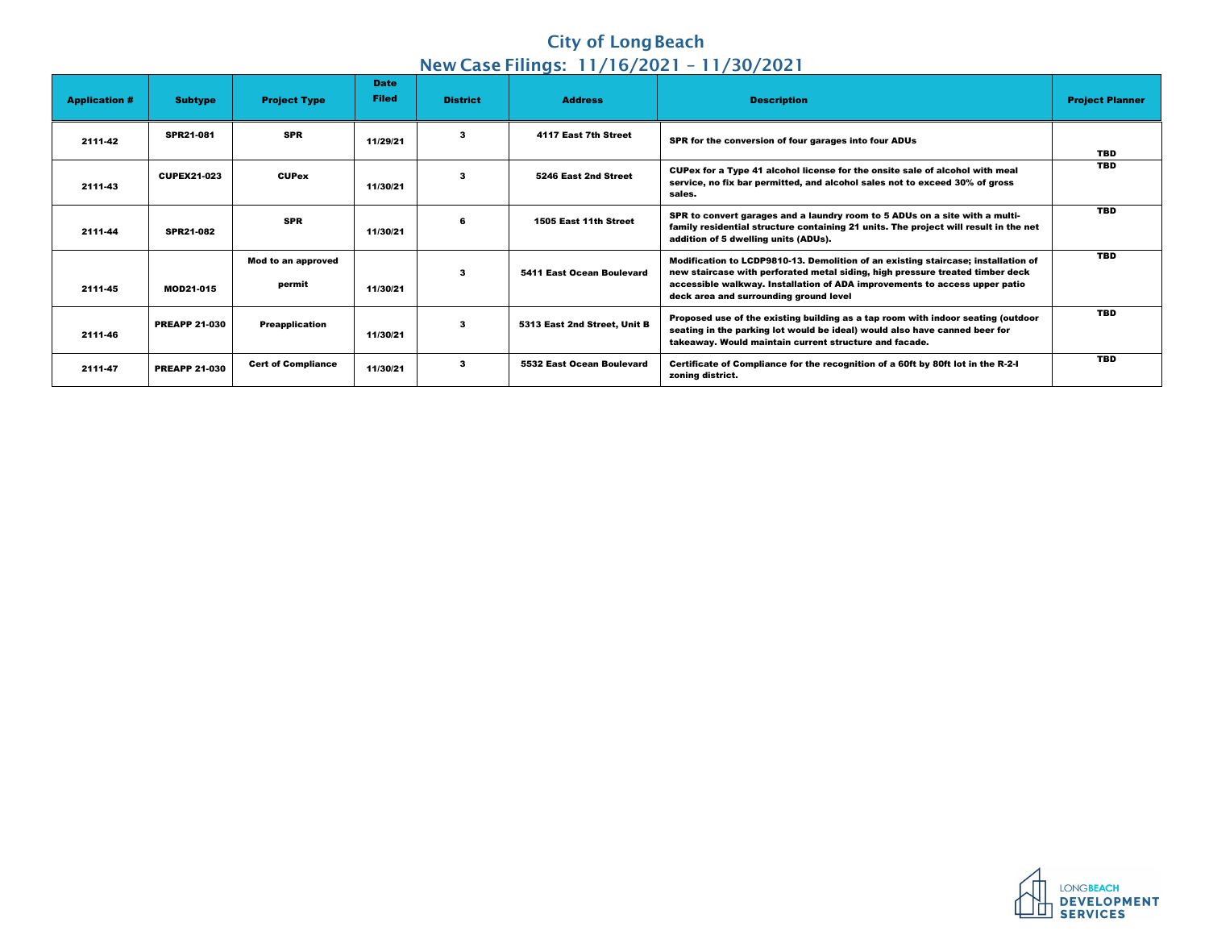# City of Long Beach

## New Case Filings: 11/16/2021 – 11/30/2021

| Application # | Subtype | Project Type | Date Filed | District | Address | Description | Project Planner |
|---|---|---|---|---|---|---|---|
| 2111-42 | SPR21-081 | SPR | 11/29/21 | 3 | 4117 East 7th Street | SPR for the conversion of four garages into four ADUs | TBD |
| 2111-43 | CUPEX21-023 | CUPex | 11/30/21 | 3 | 5246 East 2nd Street | CUPex for a Type 41 alcohol license for the onsite sale of alcohol with meal service, no fix bar permitted, and alcohol sales not to exceed 30% of gross sales. | TBD |
| 2111-44 | SPR21-082 | SPR | 11/30/21 | 6 | 1505 East 11th Street | SPR to convert garages and a laundry room to 5 ADUs on a site with a multi-family residential structure containing 21 units. The project will result in the net addition of 5 dwelling units (ADUs). | TBD |
| 2111-45 | MOD21-015 | Mod to an approved permit | 11/30/21 | 3 | 5411 East Ocean Boulevard | Modification to LCDP9810-13. Demolition of an existing staircase; installation of new staircase with perforated metal siding, high pressure treated timber deck accessible walkway. Installation of ADA improvements to access upper patio deck area and surrounding ground level | TBD |
| 2111-46 | PREAPP 21-030 | Preapplication | 11/30/21 | 3 | 5313 East 2nd Street, Unit B | Proposed use of the existing building as a tap room with indoor seating (outdoor seating in the parking lot would be ideal) would also have canned beer for takeaway. Would maintain current structure and facade. | TBD |
| 2111-47 | PREAPP 21-030 | Cert of Compliance | 11/30/21 | 3 | 5532 East Ocean Boulevard | Certificate of Compliance for the recognition of a 60ft by 80ft lot in the R-2-I zoning district. | TBD |

LONG BEACH DEVELOPMENT SERVICES